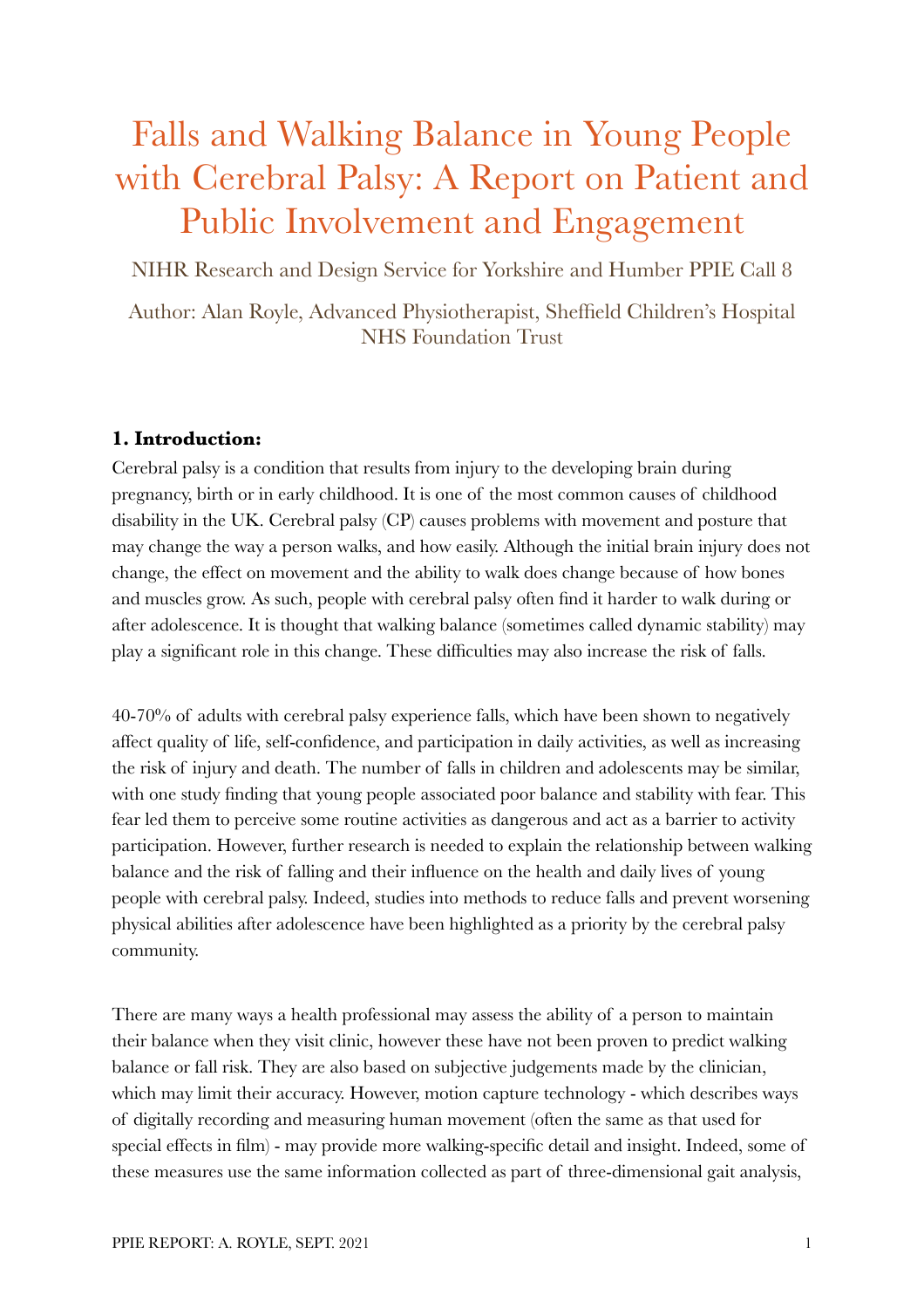# Falls and Walking Balance in Young People with Cerebral Palsy: A Report on Patient and Public Involvement and Engagement

NIHR Research and Design Service for Yorkshire and Humber PPIE Call 8

Author: Alan Royle, Advanced Physiotherapist, Sheffield Children's Hospital NHS Foundation Trust

## 1. Introduction:

Cerebral palsy is a condition that results from injury to the developing brain during pregnancy, birth or in early childhood. It is one of the most common causes of childhood disability in the UK. Cerebral palsy (CP) causes problems with movement and posture that may change the way a person walks, and how easily. Although the initial brain injury does not change, the effect on movement and the ability to walk does change because of how bones and muscles grow. As such, people with cerebral palsy often find it harder to walk during or after adolescence. It is thought that walking balance (sometimes called dynamic stability) may play a significant role in this change. These difficulties may also increase the risk of falls.

40-70% of adults with cerebral palsy experience falls, which have been shown to negatively affect quality of life, self-confidence, and participation in daily activities, as well as increasing the risk of injury and death. The number of falls in children and adolescents may be similar, with one study finding that young people associated poor balance and stability with fear. This fear led them to perceive some routine activities as dangerous and act as a barrier to activity participation. However, further research is needed to explain the relationship between walking balance and the risk of falling and their influence on the health and daily lives of young people with cerebral palsy. Indeed, studies into methods to reduce falls and prevent worsening physical abilities after adolescence have been highlighted as a priority by the cerebral palsy community.

There are many ways a health professional may assess the ability of a person to maintain their balance when they visit clinic, however these have not been proven to predict walking balance or fall risk. They are also based on subjective judgements made by the clinician, which may limit their accuracy. However, motion capture technology - which describes ways of digitally recording and measuring human movement (often the same as that used for special effects in film) - may provide more walking-specific detail and insight. Indeed, some of these measures use the same information collected as part of three-dimensional gait analysis,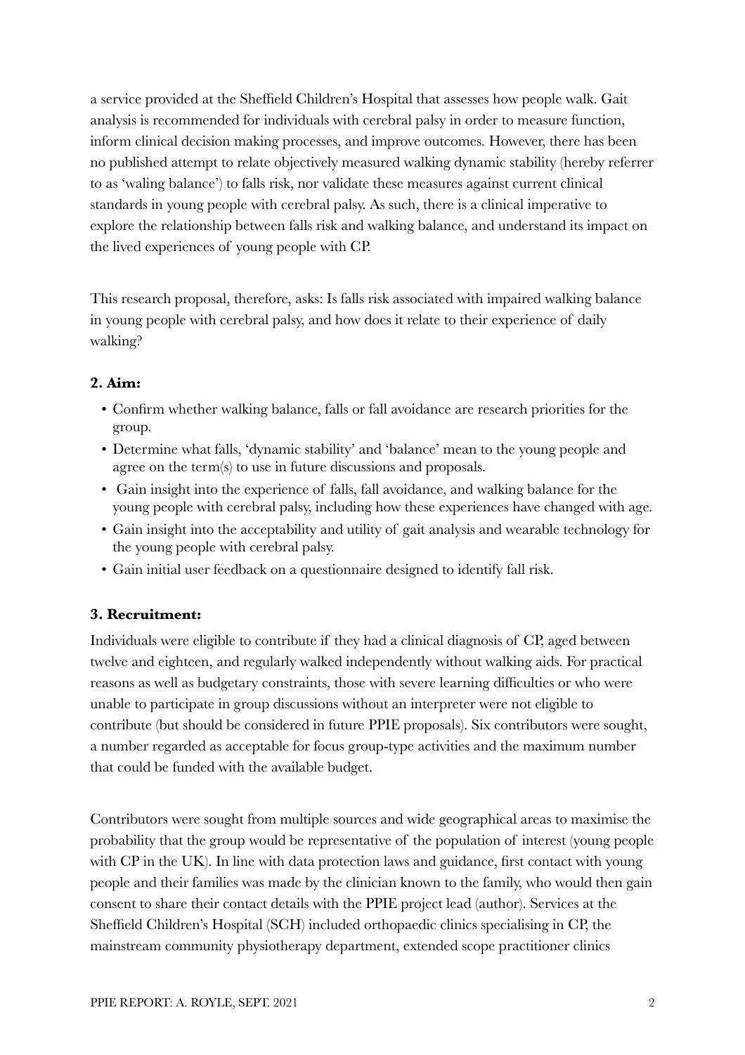a service provided at the Sheffield Children's Hospital that assesses how people walk. Gait analysis is recommended for individuals with cerebral palsy in order to measure function, inform clinical decision making processes, and improve outcomes. However, there has been no published attempt to relate objectively measured walking dynamic stability (hereby referrer to as 'waling balance') to falls risk, nor validate these measures against current clinical standards in young people with cerebral palsy. As such, there is a clinical imperative to explore the relationship between falls risk and walking balance, and understand its impact on the lived experiences of young people with CP.

This research proposal, therefore, asks: Is falls risk associated with impaired walking balance in young people with cerebral palsy, and how does it relate to their experience of daily walking?

## 2. Aim:

- Confirm whether walking balance, falls or fall avoidance are research priorities for the group.
- Determine what falls, 'dynamic stability' and 'balance' mean to the young people and agree on the term(s) to use in future discussions and proposals.
- Gain insight into the experience of falls, fall avoidance, and walking balance for the young people with cerebral palsy, including how these experiences have changed with age.
- Gain insight into the acceptability and utility of gait analysis and wearable technology for the young people with cerebral palsy.
- Gain initial user feedback on a questionnaire designed to identify fall risk.

## 3. Recruitment:

Individuals were eligible to contribute if they had a clinical diagnosis of CP, aged between twelve and eighteen, and regularly walked independently without walking aids. For practical reasons as well as budgetary constraints, those with severe learning difficulties or who were unable to participate in group discussions without an interpreter were not eligible to contribute (but should be considered in future PPIE proposals). Six contributors were sought, a number regarded as acceptable for focus group-type activities and the maximum number that could be funded with the available budget.

Contributors were sought from multiple sources and wide geographical areas to maximise the probability that the group would be representative of the population of interest (young people with CP in the UK). In line with data protection laws and guidance, first contact with young people and their families was made by the clinician known to the family, who would then gain consent to share their contact details with the PPIE project lead (author). Services at the Sheffield Children's Hospital (SCH) included orthopaedic clinics specialising in CP, the mainstream community physiotherapy department, extended scope practitioner clinics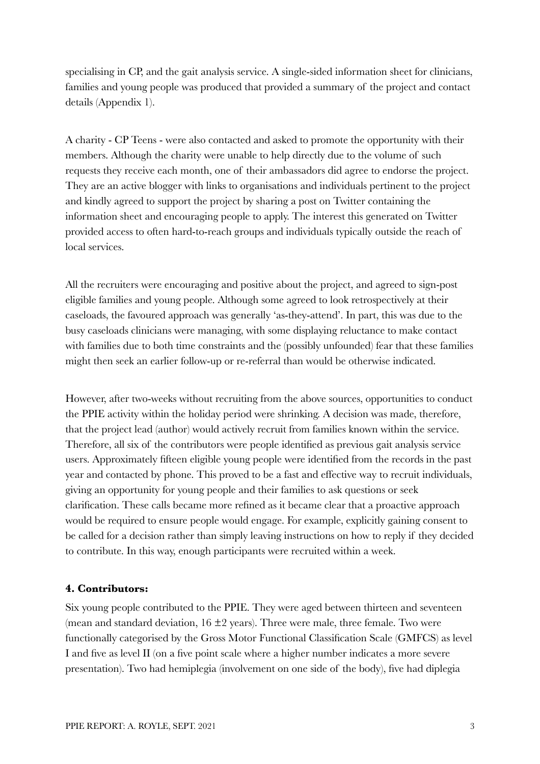specialising in CP, and the gait analysis service. A single-sided information sheet for clinicians, families and young people was produced that provided a summary of the project and contact details (Appendix 1).

A charity - CP Teens - were also contacted and asked to promote the opportunity with their members. Although the charity were unable to help directly due to the volume of such requests they receive each month, one of their ambassadors did agree to endorse the project. They are an active blogger with links to organisations and individuals pertinent to the project and kindly agreed to support the project by sharing a post on Twitter containing the information sheet and encouraging people to apply. The interest this generated on Twitter provided access to often hard-to-reach groups and individuals typically outside the reach of local services.

All the recruiters were encouraging and positive about the project, and agreed to sign-post eligible families and young people. Although some agreed to look retrospectively at their caseloads, the favoured approach was generally 'as-they-attend'. In part, this was due to the busy caseloads clinicians were managing, with some displaying reluctance to make contact with families due to both time constraints and the (possibly unfounded) fear that these families might then seek an earlier follow-up or re-referral than would be otherwise indicated.

However, after two-weeks without recruiting from the above sources, opportunities to conduct the PPIE activity within the holiday period were shrinking. A decision was made, therefore, that the project lead (author) would actively recruit from families known within the service. Therefore, all six of the contributors were people identified as previous gait analysis service users. Approximately fifteen eligible young people were identified from the records in the past year and contacted by phone. This proved to be a fast and effective way to recruit individuals, giving an opportunity for young people and their families to ask questions or seek clarification. These calls became more refined as it became clear that a proactive approach would be required to ensure people would engage. For example, explicitly gaining consent to be called for a decision rather than simply leaving instructions on how to reply if they decided to contribute. In this way, enough participants were recruited within a week.

### 4. Contributors:

Six young people contributed to the PPIE. They were aged between thirteen and seventeen (mean and standard deviation, $16 \pm 2$ years). Three were male, three female. Two were functionally categorised by the Gross Motor Functional Classification Scale (GMFCS) as level I and five as level II (on a five point scale where a higher number indicates a more severe presentation). Two had hemiplegia (involvement on one side of the body), five had diplegia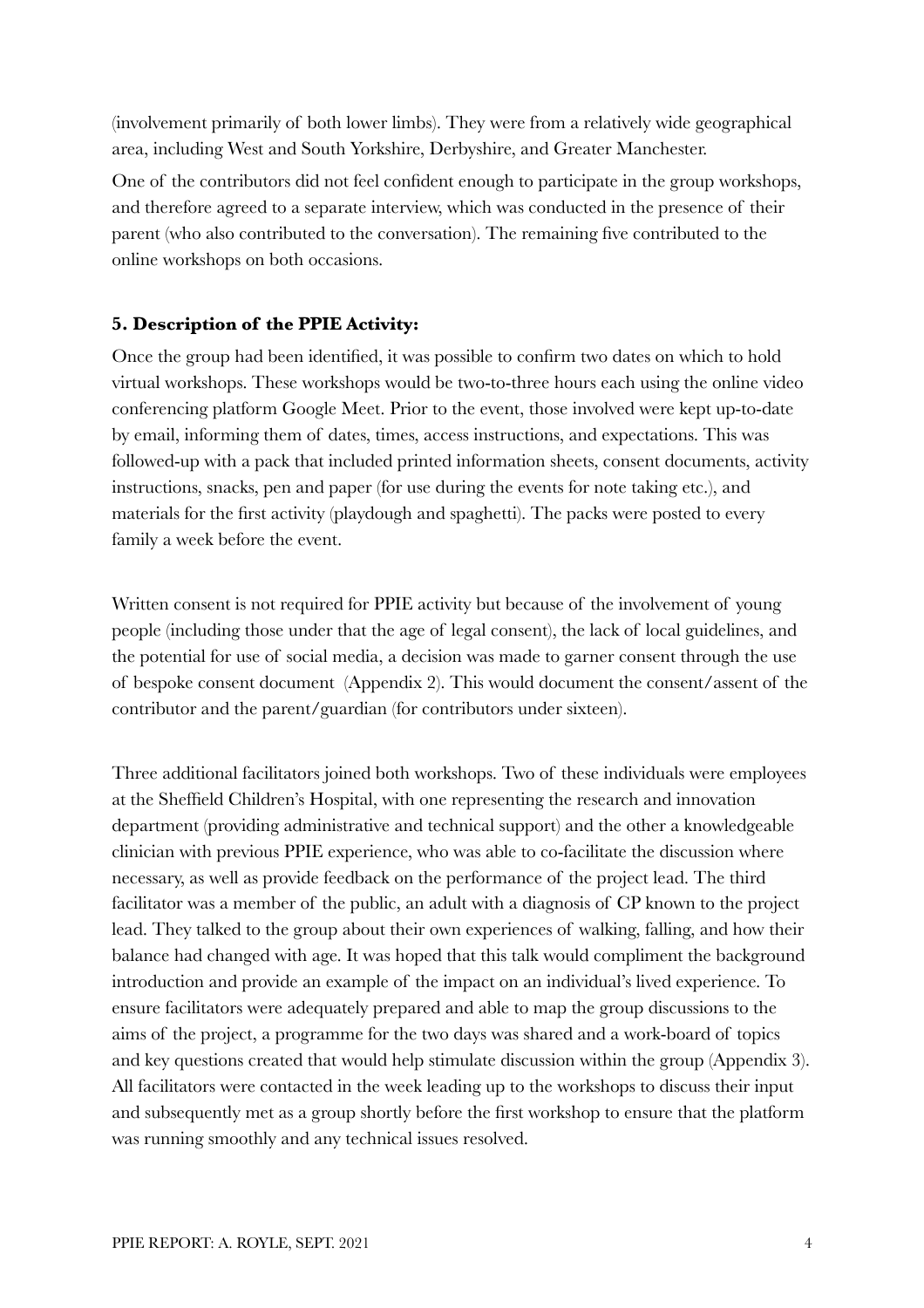(involvement primarily of both lower limbs). They were from a relatively wide geographical area, including West and South Yorkshire, Derbyshire, and Greater Manchester.

One of the contributors did not feel confident enough to participate in the group workshops, and therefore agreed to a separate interview, which was conducted in the presence of their parent (who also contributed to the conversation). The remaining five contributed to the online workshops on both occasions.

### 5. Description of the PPIE Activity:

Once the group had been identified, it was possible to confirm two dates on which to hold virtual workshops. These workshops would be two-to-three hours each using the online video conferencing platform Google Meet. Prior to the event, those involved were kept up-to-date by email, informing them of dates, times, access instructions, and expectations. This was followed-up with a pack that included printed information sheets, consent documents, activity instructions, snacks, pen and paper (for use during the events for note taking etc.), and materials for the first activity (playdough and spaghetti). The packs were posted to every family a week before the event.

Written consent is not required for PPIE activity but because of the involvement of young people (including those under that the age of legal consent), the lack of local guidelines, and the potential for use of social media, a decision was made to garner consent through the use of bespoke consent document (Appendix 2). This would document the consent/assent of the contributor and the parent/guardian (for contributors under sixteen).

Three additional facilitators joined both workshops. Two of these individuals were employees at the Sheffield Children's Hospital, with one representing the research and innovation department (providing administrative and technical support) and the other a knowledgeable clinician with previous PPIE experience, who was able to co-facilitate the discussion where necessary, as well as provide feedback on the performance of the project lead. The third facilitator was a member of the public, an adult with a diagnosis of CP known to the project lead. They talked to the group about their own experiences of walking, falling, and how their balance had changed with age. It was hoped that this talk would compliment the background introduction and provide an example of the impact on an individual's lived experience. To ensure facilitators were adequately prepared and able to map the group discussions to the aims of the project, a programme for the two days was shared and a work-board of topics and key questions created that would help stimulate discussion within the group (Appendix 3). All facilitators were contacted in the week leading up to the workshops to discuss their input and subsequently met as a group shortly before the first workshop to ensure that the platform was running smoothly and any technical issues resolved.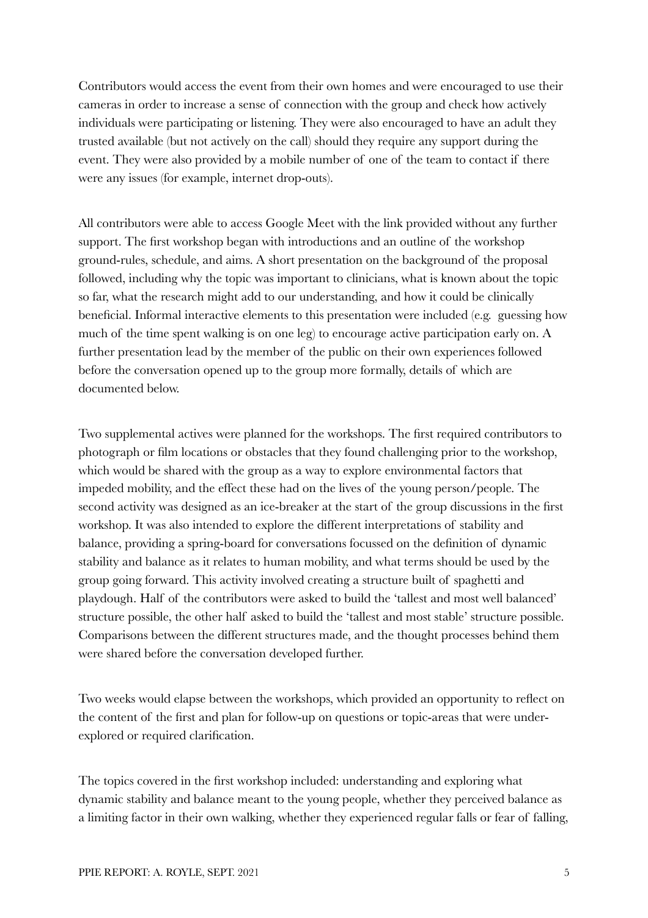Contributors would access the event from their own homes and were encouraged to use their cameras in order to increase a sense of connection with the group and check how actively individuals were participating or listening. They were also encouraged to have an adult they trusted available (but not actively on the call) should they require any support during the event. They were also provided by a mobile number of one of the team to contact if there were any issues (for example, internet drop-outs).

All contributors were able to access Google Meet with the link provided without any further support. The first workshop began with introductions and an outline of the workshop ground-rules, schedule, and aims. A short presentation on the background of the proposal followed, including why the topic was important to clinicians, what is known about the topic so far, what the research might add to our understanding, and how it could be clinically beneficial. Informal interactive elements to this presentation were included (e.g. guessing how much of the time spent walking is on one leg) to encourage active participation early on. A further presentation lead by the member of the public on their own experiences followed before the conversation opened up to the group more formally, details of which are documented below.

Two supplemental actives were planned for the workshops. The first required contributors to photograph or film locations or obstacles that they found challenging prior to the workshop, which would be shared with the group as a way to explore environmental factors that impeded mobility, and the effect these had on the lives of the young person/people. The second activity was designed as an ice-breaker at the start of the group discussions in the first workshop. It was also intended to explore the different interpretations of stability and balance, providing a spring-board for conversations focussed on the definition of dynamic stability and balance as it relates to human mobility, and what terms should be used by the group going forward. This activity involved creating a structure built of spaghetti and playdough. Half of the contributors were asked to build the 'tallest and most well balanced' structure possible, the other half asked to build the 'tallest and most stable' structure possible. Comparisons between the different structures made, and the thought processes behind them were shared before the conversation developed further.

Two weeks would elapse between the workshops, which provided an opportunity to reflect on the content of the first and plan for follow-up on questions or topic-areas that were under-explored or required clarification.

The topics covered in the first workshop included: understanding and exploring what dynamic stability and balance meant to the young people, whether they perceived balance as a limiting factor in their own walking, whether they experienced regular falls or fear of falling,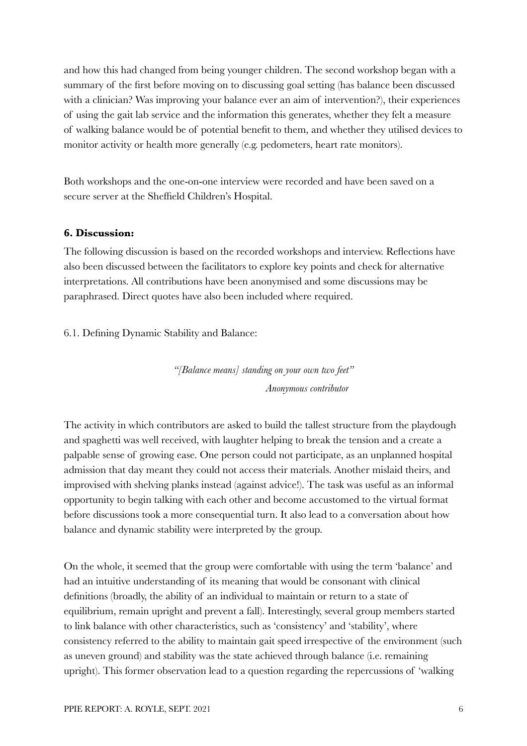and how this had changed from being younger children. The second workshop began with a summary of the first before moving on to discussing goal setting (has balance been discussed with a clinician? Was improving your balance ever an aim of intervention?), their experiences of using the gait lab service and the information this generates, whether they felt a measure of walking balance would be of potential benefit to them, and whether they utilised devices to monitor activity or health more generally (e.g. pedometers, heart rate monitors).

Both workshops and the one-on-one interview were recorded and have been saved on a secure server at the Sheffield Children's Hospital.

## 6. Discussion:

The following discussion is based on the recorded workshops and interview. Reflections have also been discussed between the facilitators to explore key points and check for alternative interpretations. All contributions have been anonymised and some discussions may be paraphrased. Direct quotes have also been included where required.

### 6.1. Defining Dynamic Stability and Balance:

> *"[Balance means] standing on your own two feet"*
>
> *Anonymous contributor*

The activity in which contributors are asked to build the tallest structure from the playdough and spaghetti was well received, with laughter helping to break the tension and a create a palpable sense of growing ease. One person could not participate, as an unplanned hospital admission that day meant they could not access their materials. Another mislaid theirs, and improvised with shelving planks instead (against advice!). The task was useful as an informal opportunity to begin talking with each other and become accustomed to the virtual format before discussions took a more consequential turn. It also lead to a conversation about how balance and dynamic stability were interpreted by the group.

On the whole, it seemed that the group were comfortable with using the term 'balance' and had an intuitive understanding of its meaning that would be consonant with clinical definitions (broadly, the ability of an individual to maintain or return to a state of equilibrium, remain upright and prevent a fall). Interestingly, several group members started to link balance with other characteristics, such as 'consistency' and 'stability', where consistency referred to the ability to maintain gait speed irrespective of the environment (such as uneven ground) and stability was the state achieved through balance (i.e. remaining upright). This former observation lead to a question regarding the repercussions of 'walking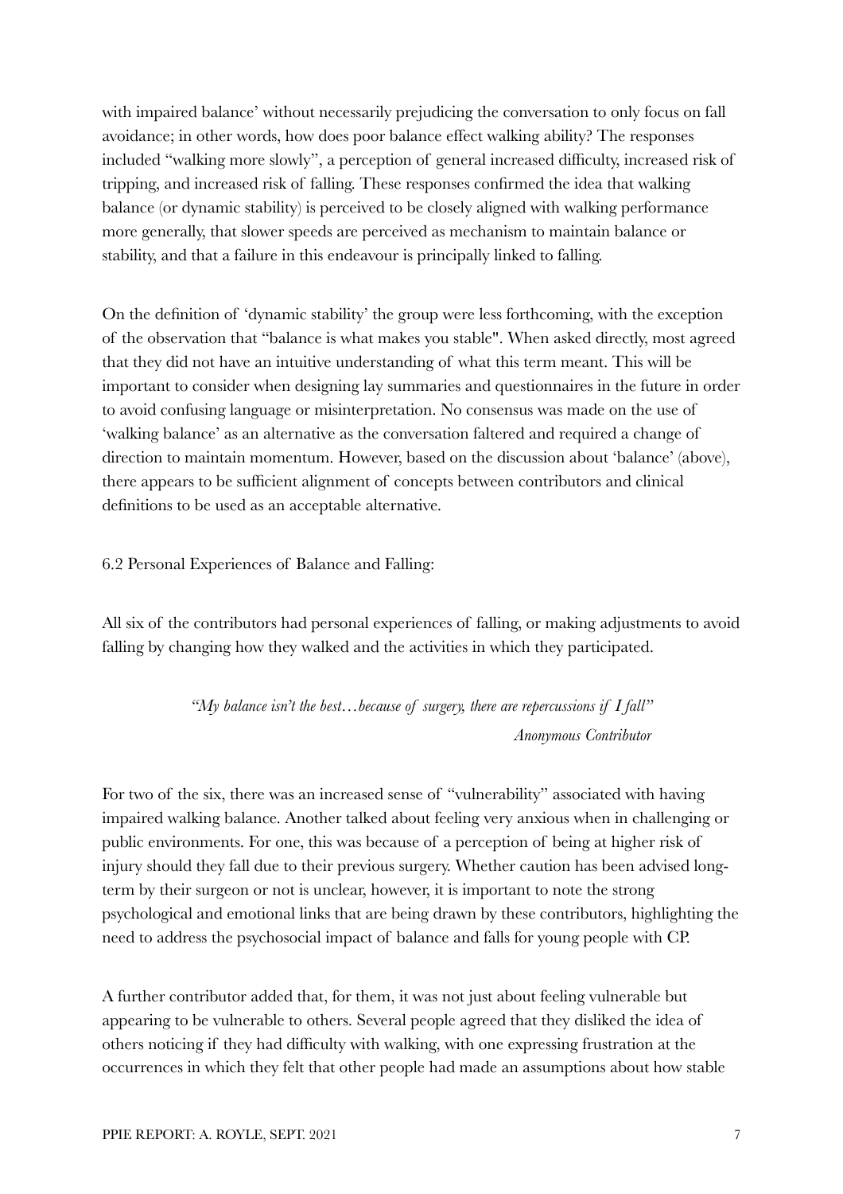with impaired balance' without necessarily prejudicing the conversation to only focus on fall avoidance; in other words, how does poor balance effect walking ability? The responses included "walking more slowly", a perception of general increased difficulty, increased risk of tripping, and increased risk of falling. These responses confirmed the idea that walking balance (or dynamic stability) is perceived to be closely aligned with walking performance more generally, that slower speeds are perceived as mechanism to maintain balance or stability, and that a failure in this endeavour is principally linked to falling.

On the definition of 'dynamic stability' the group were less forthcoming, with the exception of the observation that "balance is what makes you stable". When asked directly, most agreed that they did not have an intuitive understanding of what this term meant. This will be important to consider when designing lay summaries and questionnaires in the future in order to avoid confusing language or misinterpretation. No consensus was made on the use of 'walking balance' as an alternative as the conversation faltered and required a change of direction to maintain momentum. However, based on the discussion about 'balance' (above), there appears to be sufficient alignment of concepts between contributors and clinical definitions to be used as an acceptable alternative.

### 6.2 Personal Experiences of Balance and Falling:

All six of the contributors had personal experiences of falling, or making adjustments to avoid falling by changing how they walked and the activities in which they participated.

> *"My balance isn't the best…because of surgery, there are repercussions if I fall"*
>
> *Anonymous Contributor*

For two of the six, there was an increased sense of "vulnerability" associated with having impaired walking balance. Another talked about feeling very anxious when in challenging or public environments. For one, this was because of a perception of being at higher risk of injury should they fall due to their previous surgery. Whether caution has been advised long-term by their surgeon or not is unclear, however, it is important to note the strong psychological and emotional links that are being drawn by these contributors, highlighting the need to address the psychosocial impact of balance and falls for young people with CP.

A further contributor added that, for them, it was not just about feeling vulnerable but appearing to be vulnerable to others. Several people agreed that they disliked the idea of others noticing if they had difficulty with walking, with one expressing frustration at the occurrences in which they felt that other people had made an assumptions about how stable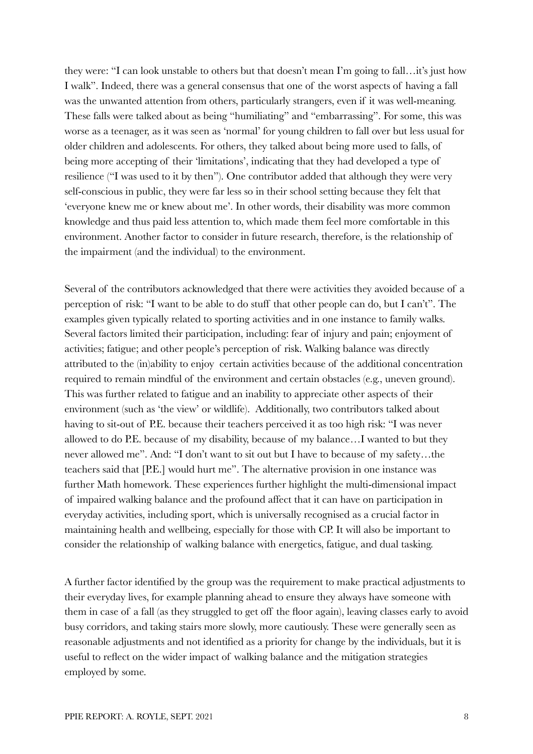they were: "I can look unstable to others but that doesn't mean I'm going to fall…it's just how I walk". Indeed, there was a general consensus that one of the worst aspects of having a fall was the unwanted attention from others, particularly strangers, even if it was well-meaning. These falls were talked about as being "humiliating" and "embarrassing". For some, this was worse as a teenager, as it was seen as 'normal' for young children to fall over but less usual for older children and adolescents. For others, they talked about being more used to falls, of being more accepting of their 'limitations', indicating that they had developed a type of resilience ("I was used to it by then"). One contributor added that although they were very self-conscious in public, they were far less so in their school setting because they felt that 'everyone knew me or knew about me'. In other words, their disability was more common knowledge and thus paid less attention to, which made them feel more comfortable in this environment. Another factor to consider in future research, therefore, is the relationship of the impairment (and the individual) to the environment.

Several of the contributors acknowledged that there were activities they avoided because of a perception of risk: "I want to be able to do stuff that other people can do, but I can't". The examples given typically related to sporting activities and in one instance to family walks. Several factors limited their participation, including: fear of injury and pain; enjoyment of activities; fatigue; and other people's perception of risk. Walking balance was directly attributed to the (in)ability to enjoy certain activities because of the additional concentration required to remain mindful of the environment and certain obstacles (e.g., uneven ground). This was further related to fatigue and an inability to appreciate other aspects of their environment (such as 'the view' or wildlife). Additionally, two contributors talked about having to sit-out of P.E. because their teachers perceived it as too high risk: "I was never allowed to do P.E. because of my disability, because of my balance…I wanted to but they never allowed me". And: "I don't want to sit out but I have to because of my safety…the teachers said that [P.E.] would hurt me". The alternative provision in one instance was further Math homework. These experiences further highlight the multi-dimensional impact of impaired walking balance and the profound affect that it can have on participation in everyday activities, including sport, which is universally recognised as a crucial factor in maintaining health and wellbeing, especially for those with CP. It will also be important to consider the relationship of walking balance with energetics, fatigue, and dual tasking.

A further factor identified by the group was the requirement to make practical adjustments to their everyday lives, for example planning ahead to ensure they always have someone with them in case of a fall (as they struggled to get off the floor again), leaving classes early to avoid busy corridors, and taking stairs more slowly, more cautiously. These were generally seen as reasonable adjustments and not identified as a priority for change by the individuals, but it is useful to reflect on the wider impact of walking balance and the mitigation strategies employed by some.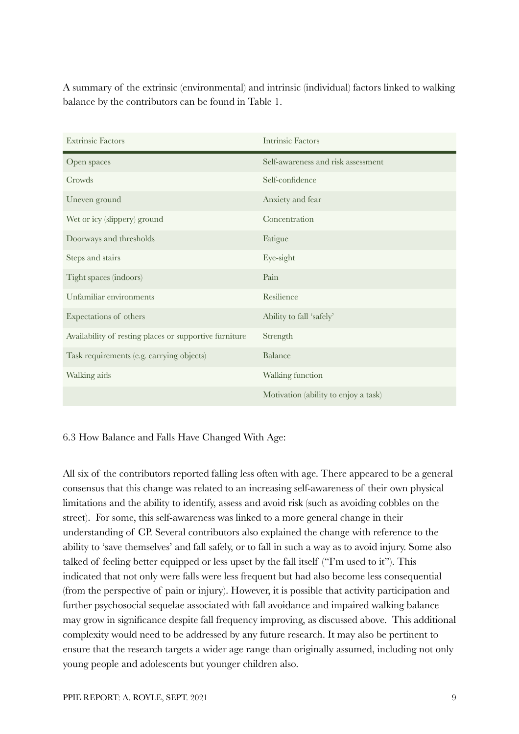A summary of the extrinsic (environmental) and intrinsic (individual) factors linked to walking balance by the contributors can be found in Table 1.

| Extrinsic Factors | Intrinsic Factors |
| --- | --- |
| Open spaces | Self-awareness and risk assessment |
| Crowds | Self-confidence |
| Uneven ground | Anxiety and fear |
| Wet or icy (slippery) ground | Concentration |
| Doorways and thresholds | Fatigue |
| Steps and stairs | Eye-sight |
| Tight spaces (indoors) | Pain |
| Unfamiliar environments | Resilience |
| Expectations of others | Ability to fall 'safely' |
| Availability of resting places or supportive furniture | Strength |
| Task requirements (e.g. carrying objects) | Balance |
| Walking aids | Walking function |
| | Motivation (ability to enjoy a task) |

6.3 How Balance and Falls Have Changed With Age:

All six of the contributors reported falling less often with age. There appeared to be a general consensus that this change was related to an increasing self-awareness of their own physical limitations and the ability to identify, assess and avoid risk (such as avoiding cobbles on the street). For some, this self-awareness was linked to a more general change in their understanding of CP. Several contributors also explained the change with reference to the ability to 'save themselves' and fall safely, or to fall in such a way as to avoid injury. Some also talked of feeling better equipped or less upset by the fall itself ("I'm used to it"). This indicated that not only were falls were less frequent but had also become less consequential (from the perspective of pain or injury). However, it is possible that activity participation and further psychosocial sequelae associated with fall avoidance and impaired walking balance may grow in significance despite fall frequency improving, as discussed above. This additional complexity would need to be addressed by any future research. It may also be pertinent to ensure that the research targets a wider age range than originally assumed, including not only young people and adolescents but younger children also.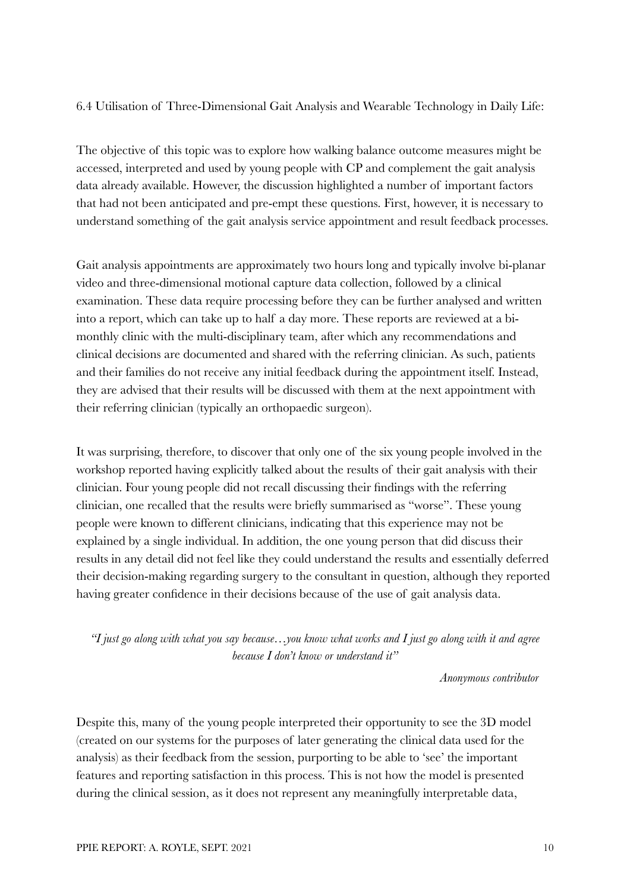6.4 Utilisation of Three-Dimensional Gait Analysis and Wearable Technology in Daily Life:

The objective of this topic was to explore how walking balance outcome measures might be accessed, interpreted and used by young people with CP and complement the gait analysis data already available. However, the discussion highlighted a number of important factors that had not been anticipated and pre-empt these questions. First, however, it is necessary to understand something of the gait analysis service appointment and result feedback processes.

Gait analysis appointments are approximately two hours long and typically involve bi-planar video and three-dimensional motional capture data collection, followed by a clinical examination. These data require processing before they can be further analysed and written into a report, which can take up to half a day more. These reports are reviewed at a bi-monthly clinic with the multi-disciplinary team, after which any recommendations and clinical decisions are documented and shared with the referring clinician. As such, patients and their families do not receive any initial feedback during the appointment itself. Instead, they are advised that their results will be discussed with them at the next appointment with their referring clinician (typically an orthopaedic surgeon).

It was surprising, therefore, to discover that only one of the six young people involved in the workshop reported having explicitly talked about the results of their gait analysis with their clinician. Four young people did not recall discussing their findings with the referring clinician, one recalled that the results were briefly summarised as "worse". These young people were known to different clinicians, indicating that this experience may not be explained by a single individual. In addition, the one young person that did discuss their results in any detail did not feel like they could understand the results and essentially deferred their decision-making regarding surgery to the consultant in question, although they reported having greater confidence in their decisions because of the use of gait analysis data.

> *"I just go along with what you say because…you know what works and I just go along with it and agree because I don't know or understand it"*
>
> *Anonymous contributor*

Despite this, many of the young people interpreted their opportunity to see the 3D model (created on our systems for the purposes of later generating the clinical data used for the analysis) as their feedback from the session, purporting to be able to 'see' the important features and reporting satisfaction in this process. This is not how the model is presented during the clinical session, as it does not represent any meaningfully interpretable data,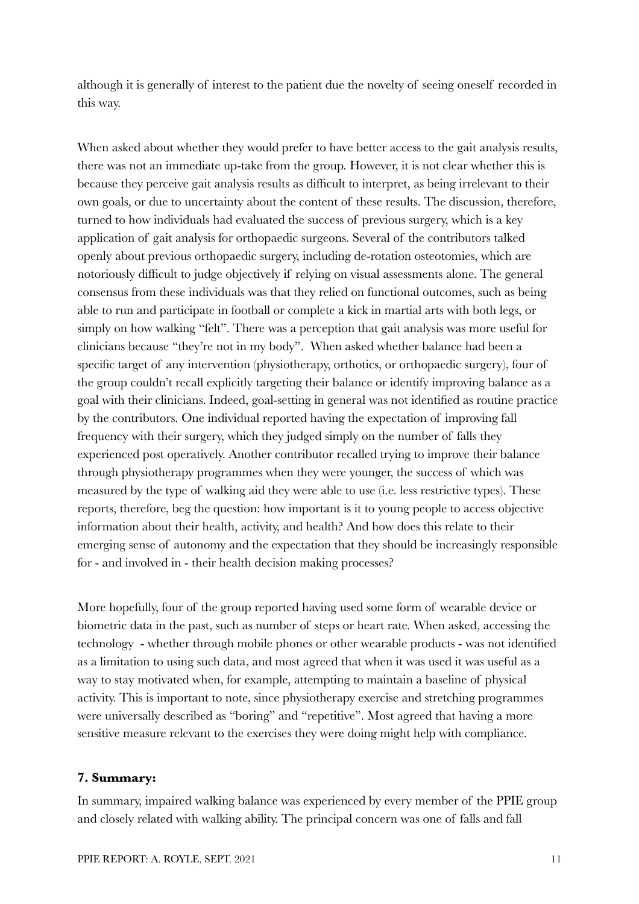although it is generally of interest to the patient due the novelty of seeing oneself recorded in this way.

When asked about whether they would prefer to have better access to the gait analysis results, there was not an immediate up-take from the group. However, it is not clear whether this is because they perceive gait analysis results as difficult to interpret, as being irrelevant to their own goals, or due to uncertainty about the content of these results. The discussion, therefore, turned to how individuals had evaluated the success of previous surgery, which is a key application of gait analysis for orthopaedic surgeons. Several of the contributors talked openly about previous orthopaedic surgery, including de-rotation osteotomies, which are notoriously difficult to judge objectively if relying on visual assessments alone. The general consensus from these individuals was that they relied on functional outcomes, such as being able to run and participate in football or complete a kick in martial arts with both legs, or simply on how walking "felt". There was a perception that gait analysis was more useful for clinicians because "they're not in my body". When asked whether balance had been a specific target of any intervention (physiotherapy, orthotics, or orthopaedic surgery), four of the group couldn't recall explicitly targeting their balance or identify improving balance as a goal with their clinicians. Indeed, goal-setting in general was not identified as routine practice by the contributors. One individual reported having the expectation of improving fall frequency with their surgery, which they judged simply on the number of falls they experienced post operatively. Another contributor recalled trying to improve their balance through physiotherapy programmes when they were younger, the success of which was measured by the type of walking aid they were able to use (i.e. less restrictive types). These reports, therefore, beg the question: how important is it to young people to access objective information about their health, activity, and health? And how does this relate to their emerging sense of autonomy and the expectation that they should be increasingly responsible for - and involved in - their health decision making processes?

More hopefully, four of the group reported having used some form of wearable device or biometric data in the past, such as number of steps or heart rate. When asked, accessing the technology - whether through mobile phones or other wearable products - was not identified as a limitation to using such data, and most agreed that when it was used it was useful as a way to stay motivated when, for example, attempting to maintain a baseline of physical activity. This is important to note, since physiotherapy exercise and stretching programmes were universally described as "boring" and "repetitive". Most agreed that having a more sensitive measure relevant to the exercises they were doing might help with compliance.

## 7. Summary:

In summary, impaired walking balance was experienced by every member of the PPIE group and closely related with walking ability. The principal concern was one of falls and fall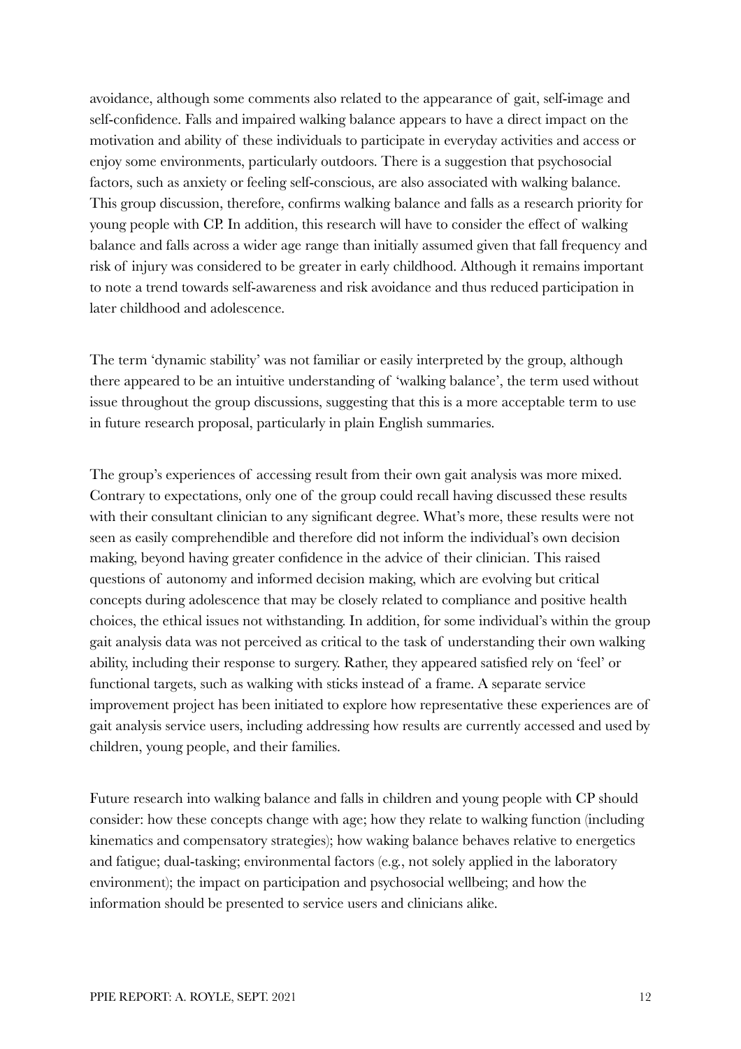avoidance, although some comments also related to the appearance of gait, self-image and self-confidence. Falls and impaired walking balance appears to have a direct impact on the motivation and ability of these individuals to participate in everyday activities and access or enjoy some environments, particularly outdoors. There is a suggestion that psychosocial factors, such as anxiety or feeling self-conscious, are also associated with walking balance. This group discussion, therefore, confirms walking balance and falls as a research priority for young people with CP. In addition, this research will have to consider the effect of walking balance and falls across a wider age range than initially assumed given that fall frequency and risk of injury was considered to be greater in early childhood. Although it remains important to note a trend towards self-awareness and risk avoidance and thus reduced participation in later childhood and adolescence.

The term 'dynamic stability' was not familiar or easily interpreted by the group, although there appeared to be an intuitive understanding of 'walking balance', the term used without issue throughout the group discussions, suggesting that this is a more acceptable term to use in future research proposal, particularly in plain English summaries.

The group's experiences of accessing result from their own gait analysis was more mixed. Contrary to expectations, only one of the group could recall having discussed these results with their consultant clinician to any significant degree. What's more, these results were not seen as easily comprehendible and therefore did not inform the individual's own decision making, beyond having greater confidence in the advice of their clinician. This raised questions of autonomy and informed decision making, which are evolving but critical concepts during adolescence that may be closely related to compliance and positive health choices, the ethical issues not withstanding. In addition, for some individual's within the group gait analysis data was not perceived as critical to the task of understanding their own walking ability, including their response to surgery. Rather, they appeared satisfied rely on 'feel' or functional targets, such as walking with sticks instead of a frame. A separate service improvement project has been initiated to explore how representative these experiences are of gait analysis service users, including addressing how results are currently accessed and used by children, young people, and their families.

Future research into walking balance and falls in children and young people with CP should consider: how these concepts change with age; how they relate to walking function (including kinematics and compensatory strategies); how waking balance behaves relative to energetics and fatigue; dual-tasking; environmental factors (e.g., not solely applied in the laboratory environment); the impact on participation and psychosocial wellbeing; and how the information should be presented to service users and clinicians alike.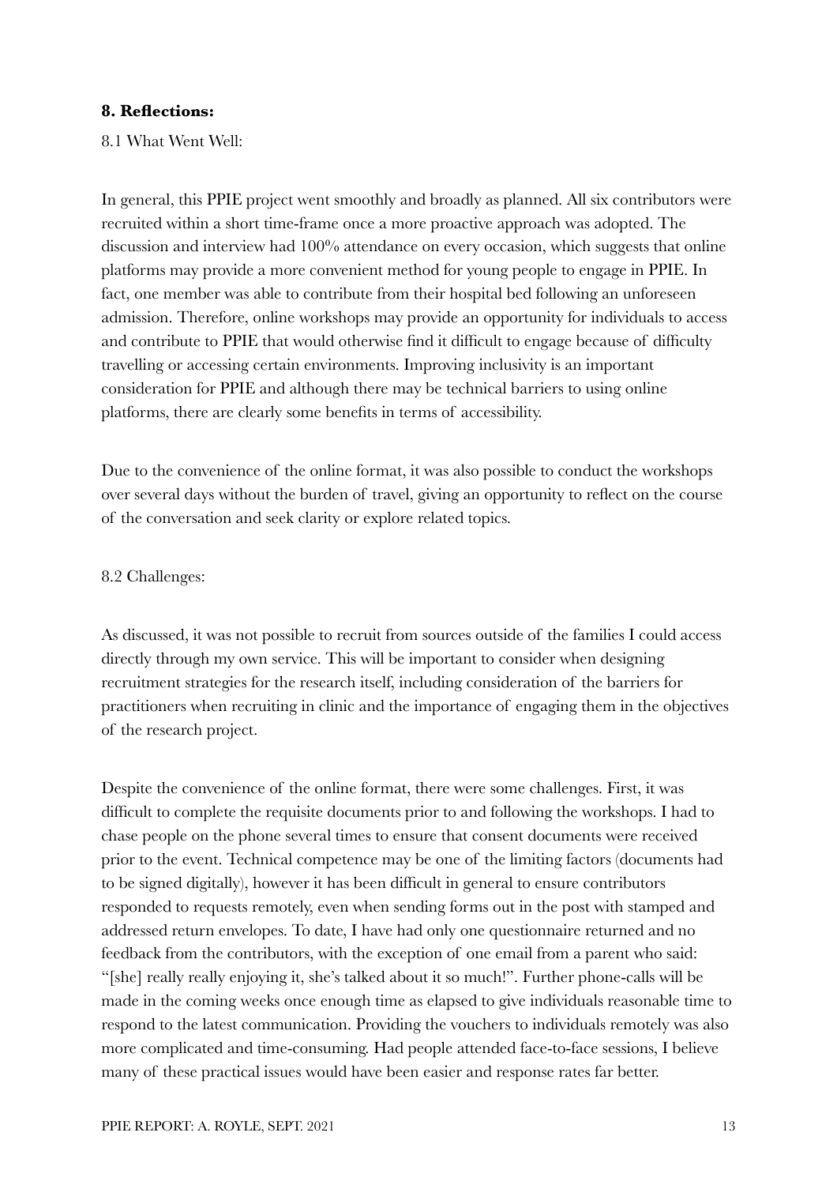**8. Reflections:**

8.1 What Went Well:

In general, this PPIE project went smoothly and broadly as planned. All six contributors were recruited within a short time-frame once a more proactive approach was adopted. The discussion and interview had 100% attendance on every occasion, which suggests that online platforms may provide a more convenient method for young people to engage in PPIE. In fact, one member was able to contribute from their hospital bed following an unforeseen admission. Therefore, online workshops may provide an opportunity for individuals to access and contribute to PPIE that would otherwise find it difficult to engage because of difficulty travelling or accessing certain environments. Improving inclusivity is an important consideration for PPIE and although there may be technical barriers to using online platforms, there are clearly some benefits in terms of accessibility.

Due to the convenience of the online format, it was also possible to conduct the workshops over several days without the burden of travel, giving an opportunity to reflect on the course of the conversation and seek clarity or explore related topics.

8.2 Challenges:

As discussed, it was not possible to recruit from sources outside of the families I could access directly through my own service. This will be important to consider when designing recruitment strategies for the research itself, including consideration of the barriers for practitioners when recruiting in clinic and the importance of engaging them in the objectives of the research project.

Despite the convenience of the online format, there were some challenges. First, it was difficult to complete the requisite documents prior to and following the workshops. I had to chase people on the phone several times to ensure that consent documents were received prior to the event. Technical competence may be one of the limiting factors (documents had to be signed digitally), however it has been difficult in general to ensure contributors responded to requests remotely, even when sending forms out in the post with stamped and addressed return envelopes. To date, I have had only one questionnaire returned and no feedback from the contributors, with the exception of one email from a parent who said: "[she] really really enjoying it, she's talked about it so much!". Further phone-calls will be made in the coming weeks once enough time as elapsed to give individuals reasonable time to respond to the latest communication. Providing the vouchers to individuals remotely was also more complicated and time-consuming. Had people attended face-to-face sessions, I believe many of these practical issues would have been easier and response rates far better.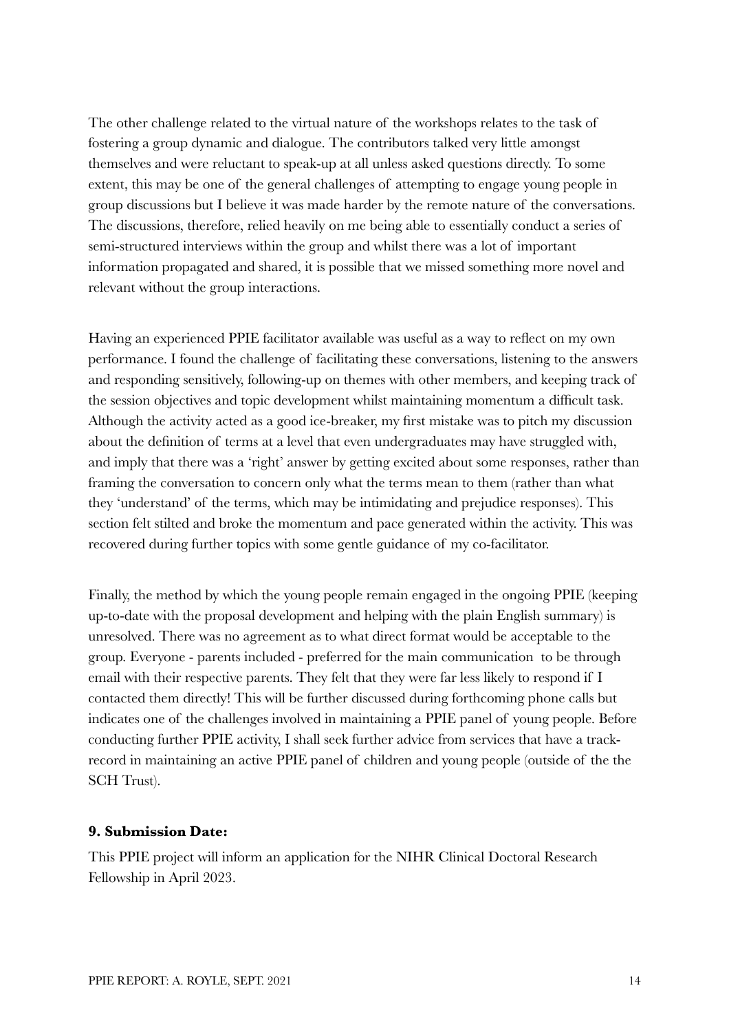The other challenge related to the virtual nature of the workshops relates to the task of fostering a group dynamic and dialogue. The contributors talked very little amongst themselves and were reluctant to speak-up at all unless asked questions directly. To some extent, this may be one of the general challenges of attempting to engage young people in group discussions but I believe it was made harder by the remote nature of the conversations. The discussions, therefore, relied heavily on me being able to essentially conduct a series of semi-structured interviews within the group and whilst there was a lot of important information propagated and shared, it is possible that we missed something more novel and relevant without the group interactions.

Having an experienced PPIE facilitator available was useful as a way to reflect on my own performance. I found the challenge of facilitating these conversations, listening to the answers and responding sensitively, following-up on themes with other members, and keeping track of the session objectives and topic development whilst maintaining momentum a difficult task. Although the activity acted as a good ice-breaker, my first mistake was to pitch my discussion about the definition of terms at a level that even undergraduates may have struggled with, and imply that there was a 'right' answer by getting excited about some responses, rather than framing the conversation to concern only what the terms mean to them (rather than what they 'understand' of the terms, which may be intimidating and prejudice responses). This section felt stilted and broke the momentum and pace generated within the activity. This was recovered during further topics with some gentle guidance of my co-facilitator.

Finally, the method by which the young people remain engaged in the ongoing PPIE (keeping up-to-date with the proposal development and helping with the plain English summary) is unresolved. There was no agreement as to what direct format would be acceptable to the group. Everyone - parents included - preferred for the main communication to be through email with their respective parents. They felt that they were far less likely to respond if I contacted them directly! This will be further discussed during forthcoming phone calls but indicates one of the challenges involved in maintaining a PPIE panel of young people. Before conducting further PPIE activity, I shall seek further advice from services that have a track-record in maintaining an active PPIE panel of children and young people (outside of the the SCH Trust).

### 9. Submission Date:

This PPIE project will inform an application for the NIHR Clinical Doctoral Research Fellowship in April 2023.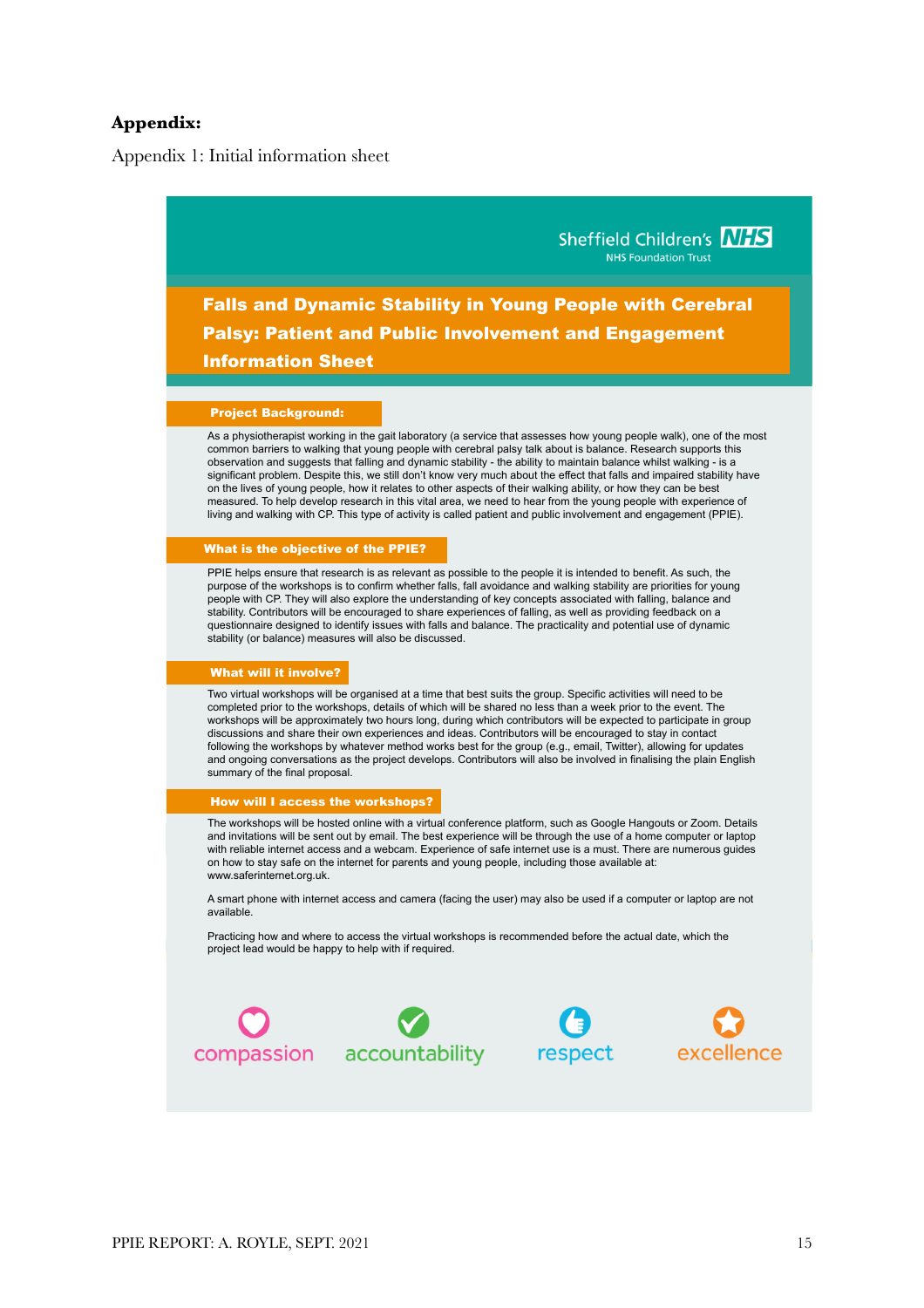**Appendix:**

Appendix 1: Initial information sheet

Sheffield Children's NHS
NHS Foundation Trust

# Falls and Dynamic Stability in Young People with Cerebral Palsy: Patient and Public Involvement and Engagement Information Sheet

## Project Background:

As a physiotherapist working in the gait laboratory (a service that assesses how young people walk), one of the most common barriers to walking that young people with cerebral palsy talk about is balance. Research supports this observation and suggests that falling and dynamic stability - the ability to maintain balance whilst walking - is a significant problem. Despite this, we still don't know very much about the effect that falls and impaired stability have on the lives of young people, how it relates to other aspects of their walking ability, or how they can be best measured. To help develop research in this vital area, we need to hear from the young people with experience of living and walking with CP. This type of activity is called patient and public involvement and engagement (PPIE).

## What is the objective of the PPIE?

PPIE helps ensure that research is as relevant as possible to the people it is intended to benefit. As such, the purpose of the workshops is to confirm whether falls, fall avoidance and walking stability are priorities for young people with CP. They will also explore the understanding of key concepts associated with falling, balance and stability. Contributors will be encouraged to share experiences of falling, as well as providing feedback on a questionnaire designed to identify issues with falls and balance. The practicality and potential use of dynamic stability (or balance) measures will also be discussed.

## What will it involve?

Two virtual workshops will be organised at a time that best suits the group. Specific activities will need to be completed prior to the workshops, details of which will be shared no less than a week prior to the event. The workshops will be approximately two hours long, during which contributors will be expected to participate in group discussions and share their own experiences and ideas. Contributors will be encouraged to stay in contact following the workshops by whatever method works best for the group (e.g., email, Twitter), allowing for updates and ongoing conversations as the project develops. Contributors will also be involved in finalising the plain English summary of the final proposal.

## How will I access the workshops?

The workshops will be hosted online with a virtual conference platform, such as Google Hangouts or Zoom. Details and invitations will be sent out by email. The best experience will be through the use of a home computer or laptop with reliable internet access and a webcam. Experience of safe internet use is a must. There are numerous guides on how to stay safe on the internet for parents and young people, including those available at: www.saferinternet.org.uk.

A smart phone with internet access and camera (facing the user) may also be used if a computer or laptop are not available.

Practicing how and where to access the virtual workshops is recommended before the actual date, which the project lead would be happy to help with if required.

compassion accountability respect excellence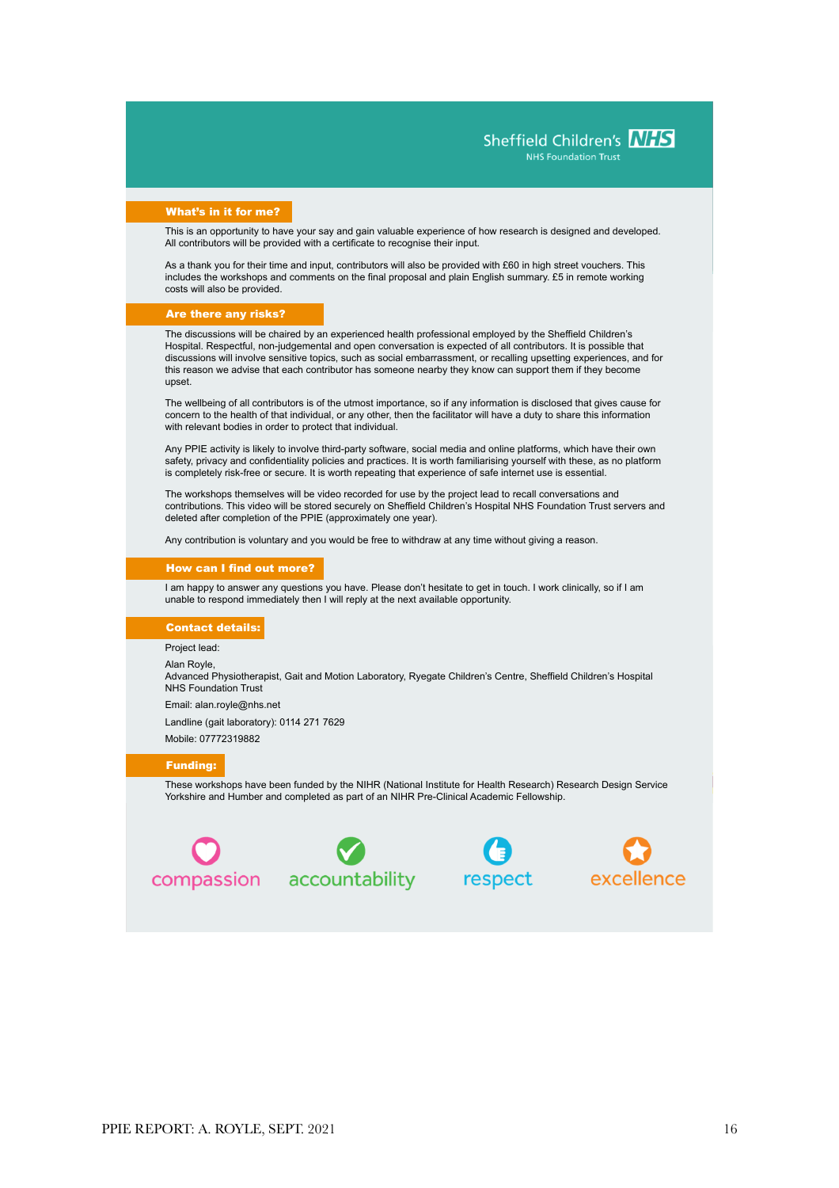Sheffield Children's NHS

NHS Foundation Trust

## What's in it for me?

This is an opportunity to have your say and gain valuable experience of how research is designed and developed. All contributors will be provided with a certificate to recognise their input.

As a thank you for their time and input, contributors will also be provided with £60 in high street vouchers. This includes the workshops and comments on the final proposal and plain English summary. £5 in remote working costs will also be provided.

## Are there any risks?

The discussions will be chaired by an experienced health professional employed by the Sheffield Children's Hospital. Respectful, non-judgemental and open conversation is expected of all contributors. It is possible that discussions will involve sensitive topics, such as social embarrassment, or recalling upsetting experiences, and for this reason we advise that each contributor has someone nearby they know can support them if they become upset.

The wellbeing of all contributors is of the utmost importance, so if any information is disclosed that gives cause for concern to the health of that individual, or any other, then the facilitator will have a duty to share this information with relevant bodies in order to protect that individual.

Any PPIE activity is likely to involve third-party software, social media and online platforms, which have their own safety, privacy and confidentiality policies and practices. It is worth familiarising yourself with these, as no platform is completely risk-free or secure. It is worth repeating that experience of safe internet use is essential.

The workshops themselves will be video recorded for use by the project lead to recall conversations and contributions. This video will be stored securely on Sheffield Children's Hospital NHS Foundation Trust servers and deleted after completion of the PPIE (approximately one year).

Any contribution is voluntary and you would be free to withdraw at any time without giving a reason.

## How can I find out more?

I am happy to answer any questions you have. Please don't hesitate to get in touch. I work clinically, so if I am unable to respond immediately then I will reply at the next available opportunity.

## Contact details:

Project lead:

Alan Royle,
Advanced Physiotherapist, Gait and Motion Laboratory, Ryegate Children's Centre, Sheffield Children's Hospital NHS Foundation Trust

Email: alan.royle@nhs.net

Landline (gait laboratory): 0114 271 7629

Mobile: 07772319882

## Funding:

These workshops have been funded by the NIHR (National Institute for Health Research) Research Design Service Yorkshire and Humber and completed as part of an NIHR Pre-Clinical Academic Fellowship.

compassion accountability respect excellence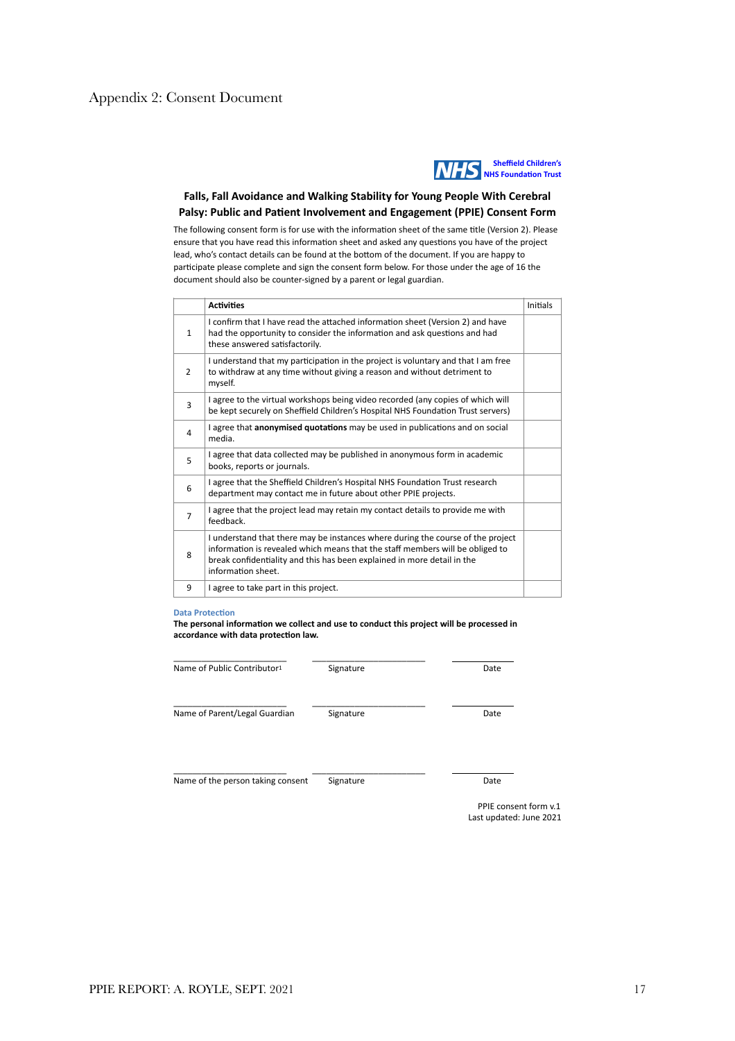# Appendix 2: Consent Document

Sheffield Children's NHS Foundation Trust

## Falls, Fall Avoidance and Walking Stability for Young People With Cerebral Palsy: Public and Patient Involvement and Engagement (PPIE) Consent Form

The following consent form is for use with the information sheet of the same title (Version 2). Please ensure that you have read this information sheet and asked any questions you have of the project lead, who's contact details can be found at the bottom of the document. If you are happy to participate please complete and sign the consent form below. For those under the age of 16 the document should also be counter-signed by a parent or legal guardian.

| | **Activities** | Initials |
|---|---|---|
| 1 | I confirm that I have read the attached information sheet (Version 2) and have had the opportunity to consider the information and ask questions and had these answered satisfactorily. | |
| 2 | I understand that my participation in the project is voluntary and that I am free to withdraw at any time without giving a reason and without detriment to myself. | |
| 3 | I agree to the virtual workshops being video recorded (any copies of which will be kept securely on Sheffield Children's Hospital NHS Foundation Trust servers) | |
| 4 | I agree that **anonymised quotations** may be used in publications and on social media. | |
| 5 | I agree that data collected may be published in anonymous form in academic books, reports or journals. | |
| 6 | I agree that the Sheffield Children's Hospital NHS Foundation Trust research department may contact me in future about other PPIE projects. | |
| 7 | I agree that the project lead may retain my contact details to provide me with feedback. | |
| 8 | I understand that there may be instances where during the course of the project information is revealed which means that the staff members will be obliged to break confidentiality and this has been explained in more detail in the information sheet. | |
| 9 | I agree to take part in this project. | |

**Data Protection**

**The personal information we collect and use to conduct this project will be processed in accordance with data protection law.**

| ________________________ | ________________________ | ____________ |
|---|---|---|
| Name of Public Contributor[1] | Signature | Date |
| ________________________ | ________________________ | ____________ |
| Name of Parent/Legal Guardian | Signature | Date |
| ________________________ | ________________________ | ____________ |
| Name of the person taking consent | Signature | Date |

PPIE consent form v.1
Last updated: June 2021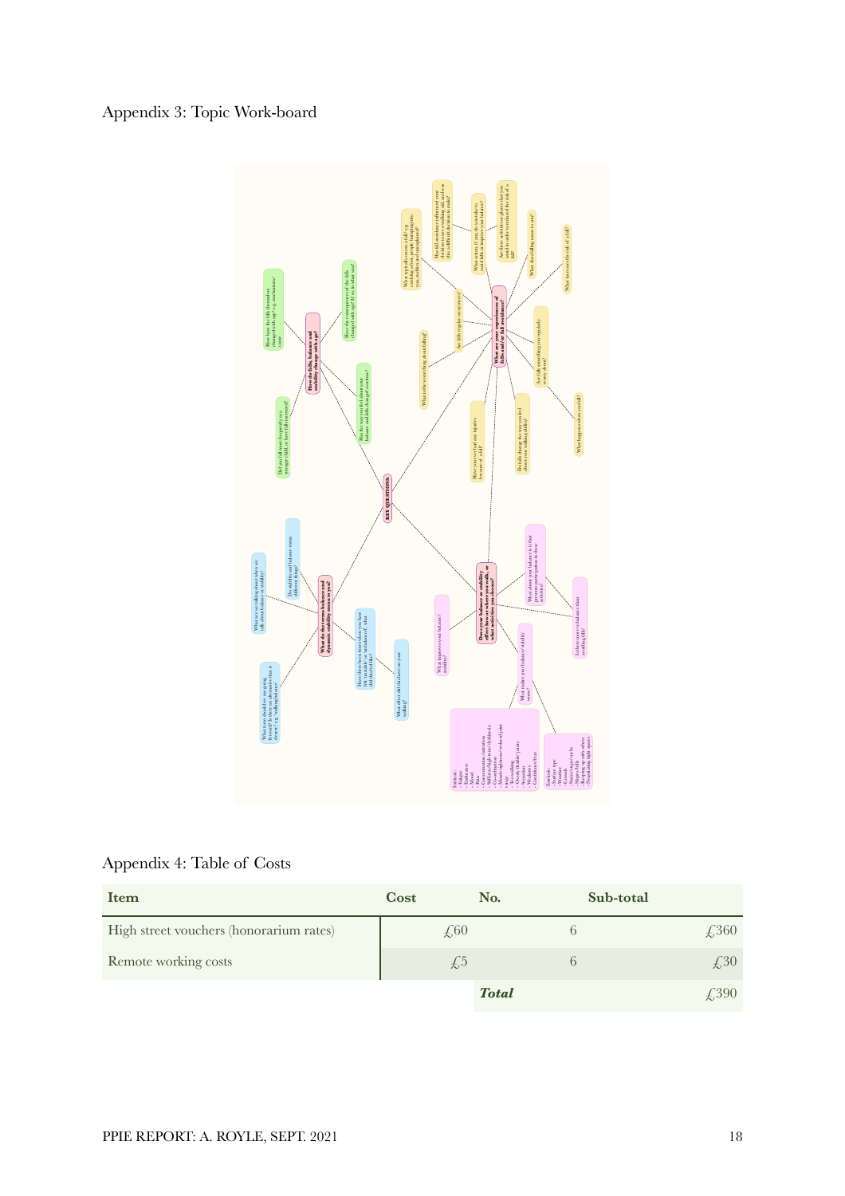## Appendix 3: Topic Work-board

KEY QUESTIONS

**How do falls, balance and stability change with age?**

How have the falls themselves changed with age? e.g. mechanism/cause

Have the consequences of the falls changed with age? If so in what way?

Has the way you feel about your balance and falls changed over time?

Did you fall more frequently as a younger child, or have falls increased?

**What are your experiences of falls and/or fall avoidance?**

What typically causes a fall? e.g. catching a foot, people bumping into you, sudden and unexplained?

Has fall avoidance influenced your decisions to use a walking aid, and how was this a difficult decision to make?

What action, if any, do you take to avoid falls or improve your balance?

Are there activities or places that you avoid in order to minimise the risk of a fall?

What does falling mean to you?

What increases the risk of a fall?

Are falls something you regularly worry about?

What happens when you fall?

Do falls change the way you feel about your walking ability?

Have you ever had any injuries because of a fall?

What is the worst thing about falling?

Are falls regular occurrences?

**What do the terms balance and dynamic stability mean to you?**

What are we talking about when we talk about balance or stability?

Do stability and balance mean different things?

What term should we use going forward? Is there an alternative that is clearer? e.g. 'walking balance'

Have there been times when you have felt 'unstable' or 'unbalanced', what did that feel like?

What affect did that have on your walking?

**Does your balance or stability affect how or where you walk, or what activities you choose?**

What improves your balance/stability?

What makes your balance/stability worse?

What about your balance is it that prevents participation in these activities?

Is there more to balance than avoiding falls?

Intrinsic:
- Fatigue
- Exercise
- Mood
- Pain
- Concentration/attention
- Stiffness/high tone/dystonia
- Coordination
- Muscle tightness/reduced joint range
- Footwear
- Orthotics/Splints
- Sensation
- Weakness
- Cerebral effort

Extrinsic:
- Surface type
- Weather
- Crowds
- Stairs/steps/curbs
- Slopes/hills
- Keeping up with others
- Negotiating tight spaces

## Appendix 4: Table of Costs

| Item | Cost | No. | Sub-total |
|---|---|---|---|
| High street vouchers (honorarium rates) | £60 | 6 | £360 |
| Remote working costs | £5 | 6 | £30 |
| | | ***Total*** | £390 |